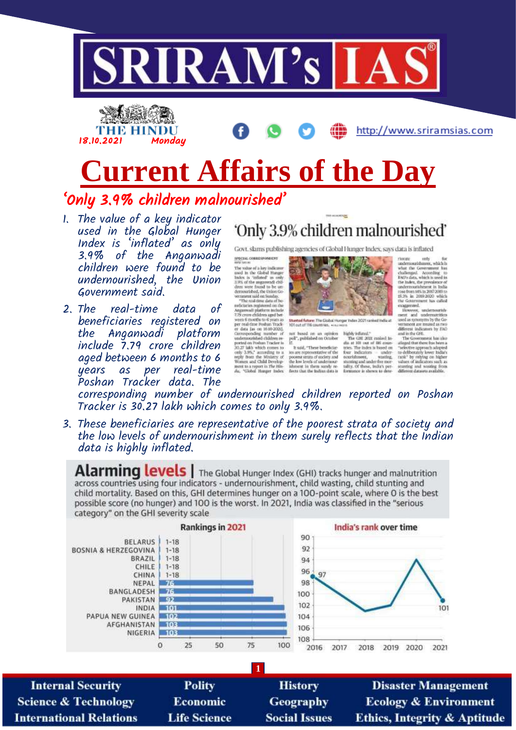# SRIRAM's IAS

THE HINDU 18.10.2021 Monday

http://www.sriramsias.com

# Current Affairs of the Day

## 'Only 3.9% children malnourished'

1. The value of a key indicator used in the Global Hunger Index is 'inflated' as only 3.9% of the Anganwadi children were found to be undernourished, the Union Government said.
2. The real-time data of beneficiaries registered on the Anganwadi platform include 7.79 crore children aged between 6 months to 6 years as per real-time Poshan Tracker data. The corresponding number of undernourished children reported on Poshan Tracker is 30.27 lakh which comes to only 3.9%.
3. These beneficiaries are representative of the poorest strata of society and the low levels of undernourishment in them surely reflects that the Indian data is highly inflated.

**'Only 3.9% children malnourished'**

Govt. slams publishing agencies of Global Hunger Index, says data is inflated

SPECIAL CORRESPONDENT

The value of a key indicator used in the Global Hunger Index is "inflated" as only 3.9% of the anganwadi children were found to be undernourished, the Union Government said on Sunday.

"The real-time data of beneficiaries registered on the Anganwadi platform include 7.79 crore children aged between 6 months to 6 years as per real time Poshan Tracker data (as on 16-10-2021). Corresponding number of undernourished children reported on Poshan Tracker is 30.27 lakh which comes to only 3.9%," according to a reply from the Ministry of Women and Child Development to a report in The Hindu, "Global Hunger Index not based on an opinion poll", published on October 17.

It said, "These beneficiaries are representative of the poorest strata of society and the low levels of undernourishment in them surely reflects that the Indian data is highly inflated."

The GHI 2021 ranked India at 101 out of 116 countries. The index is based on four indicators — undernourishment, wasting, stunting and under-five mortality. Of these, India's performance is shown to deteriorate only for undernourishment, which is what the Government has challenged. According to FAO's data, which is used in the Index, the prevalence of undernourishment in India rose from 14% in 2017-2019 to 15.3% in 2018-2020 which the Government has called exaggerated.

However, undernourishment and undernutrition are used as synonyms by the Government are treated as two different indicators by FAO and in the GHI.

The Government has also alleged that there has been a "selective approach adopted to deliberately lower India's rank" by relying on higher values of indicators such as stunting and wasting from different datasets available.

Stunted future: The Global Hunger Index 2021 ranked India at 101 out of 116 countries.

**Alarming levels** | The Global Hunger Index (GHI) tracks hunger and malnutrition across countries using four indicators - undernourishment, child wasting, child stunting and child mortality. Based on this, GHI determines hunger on a 100-point scale, where 0 is the best possible score (no hunger) and 100 is the worst. In 2021, India was classified in the "serious category" on the GHI severity scale

**Rankings in 2021**

| Country | Rank |
|---|---|
| BELARUS | 1-18 |
| BOSNIA & HERZEGOVINA | 1-18 |
| BRAZIL | 1-18 |
| CHILE | 1-18 |
| CHINA | 1-18 |
| NEPAL | 76 |
| BANGLADESH | 76 |
| PAKISTAN | 92 |
| INDIA | 101 |
| PAPUA NEW GUINEA | 102 |
| AFGHANISTAN | 103 |
| NIGERIA | 103 |

**India's rank over time**

| Year | Rank |
|---|---|
| 2016 | 97 |
| 2021 | 101 |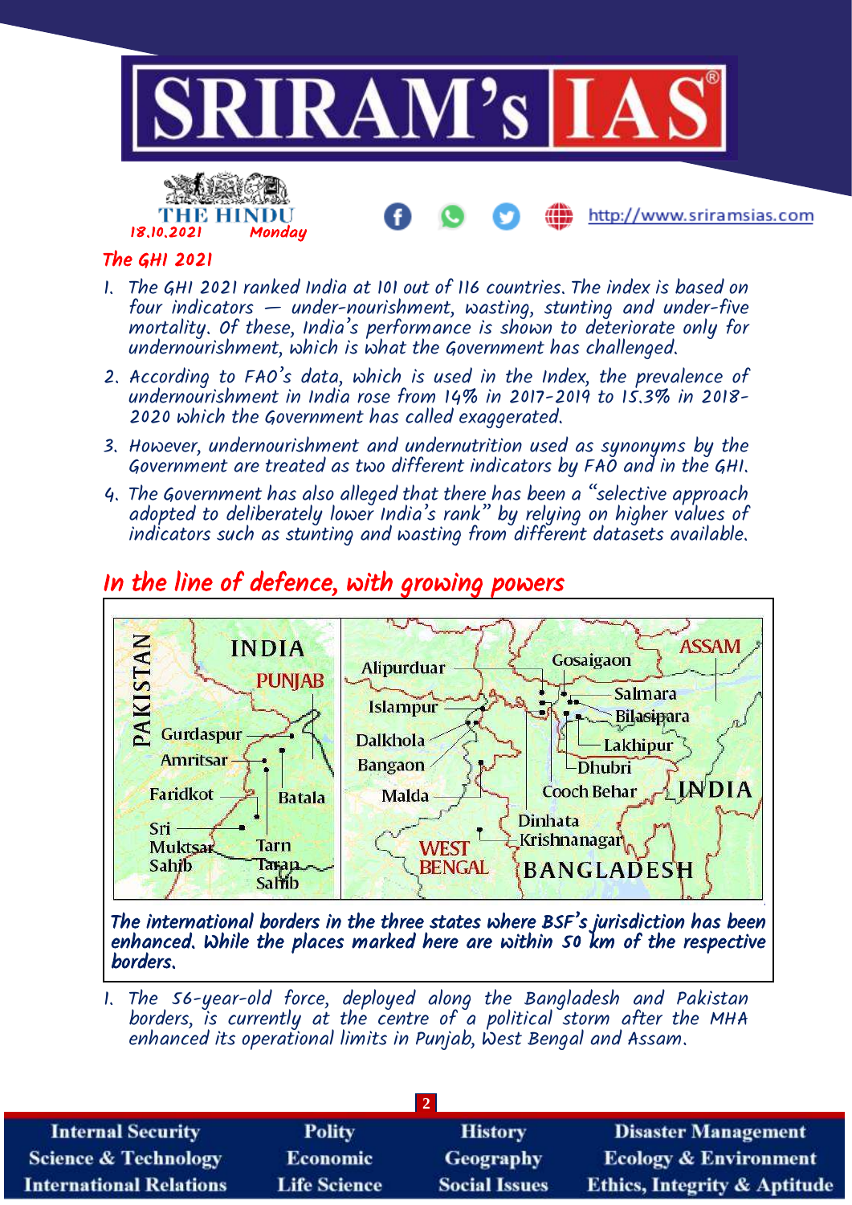## The GHI 2021

1. The GHI 2021 ranked India at 101 out of 116 countries. The index is based on four indicators — under-nourishment, wasting, stunting and under-five mortality. Of these, India's performance is shown to deteriorate only for undernourishment, which is what the Government has challenged.
2. According to FAO's data, which is used in the Index, the prevalence of undernourishment in India rose from 14% in 2017-2019 to 15.3% in 2018-2020 which the Government has called exaggerated.
3. However, undernourishment and undernutrition used as synonyms by the Government are treated as two different indicators by FAO and in the GHI.
4. The Government has also alleged that there has been a "selective approach adopted to deliberately lower India's rank" by relying on higher values of indicators such as stunting and wasting from different datasets available.

## In the line of defence, with growing powers

*The international borders in the three states where BSF's jurisdiction has been enhanced. While the places marked here are within 50 km of the respective borders.*

1. The 56-year-old force, deployed along the Bangladesh and Pakistan borders, is currently at the centre of a political storm after the MHA enhanced its operational limits in Punjab, West Bengal and Assam.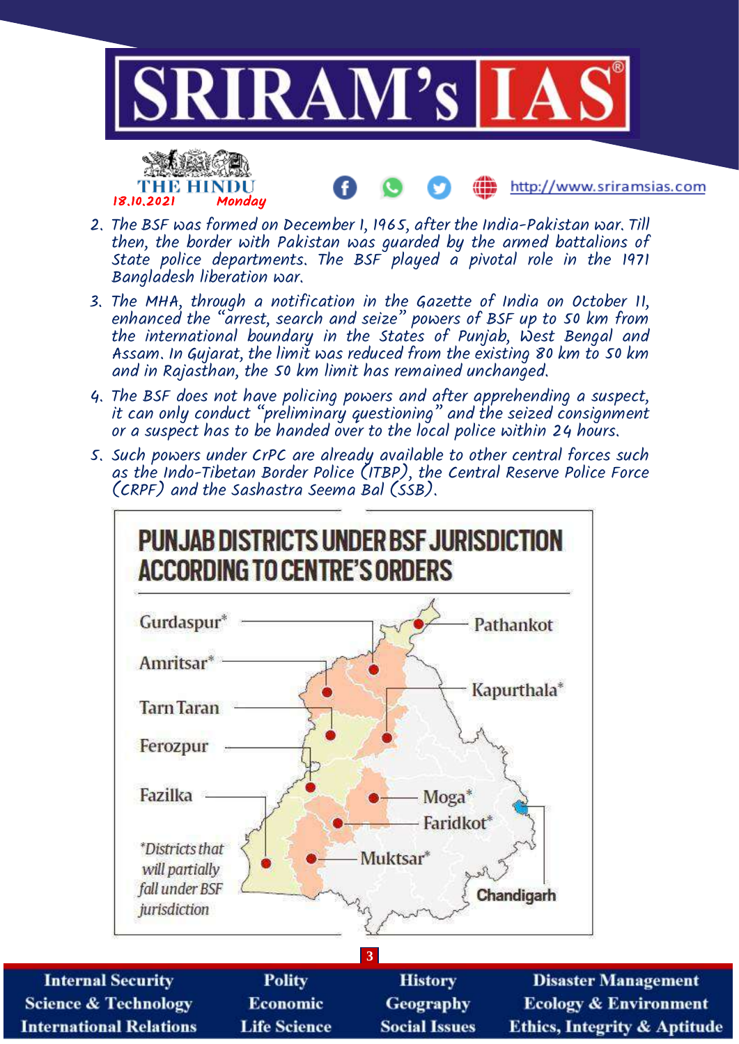2. The BSF was formed on December 1, 1965, after the India-Pakistan war. Till then, the border with Pakistan was guarded by the armed battalions of State police departments. The BSF played a pivotal role in the 1971 Bangladesh liberation war.
3. The MHA, through a notification in the Gazette of India on October 11, enhanced the "arrest, search and seize" powers of BSF up to 50 km from the international boundary in the States of Punjab, West Bengal and Assam. In Gujarat, the limit was reduced from the existing 80 km to 50 km and in Rajasthan, the 50 km limit has remained unchanged.
4. The BSF does not have policing powers and after apprehending a suspect, it can only conduct "preliminary questioning" and the seized consignment or a suspect has to be handed over to the local police within 24 hours.
5. Such powers under CrPC are already available to other central forces such as the Indo-Tibetan Border Police (ITBP), the Central Reserve Police Force (CRPF) and the Sashastra Seema Bal (SSB).

**PUNJAB DISTRICTS UNDER BSF JURISDICTION ACCORDING TO CENTRE'S ORDERS**

Gurdaspur*, Amritsar*, Tarn Taran, Ferozpur, Fazilka, Pathankot, Kapurthala*, Moga*, Faridkot*, Muktsar*, Chandigarh

*Districts that will partially fall under BSF jurisdiction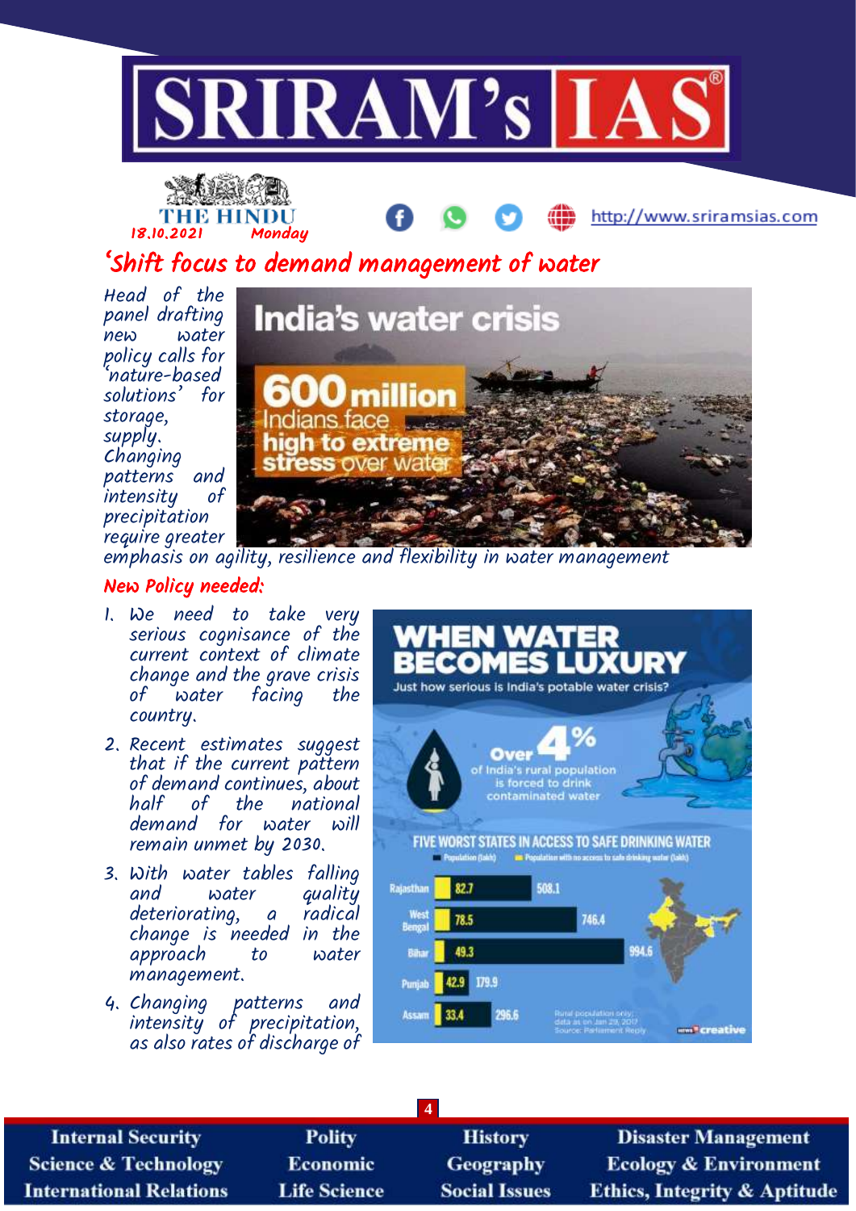18.10.2021 Monday

# 'Shift focus to demand management of water

Head of the panel drafting new water policy calls for 'nature-based solutions' for storage, supply. Changing patterns and intensity of precipitation require greater emphasis on agility, resilience and flexibility in water management

India's water crisis

600 million Indians face high to extreme stress over water

## New Policy needed:

1. We need to take very serious cognisance of the current context of climate change and the grave crisis of water facing the country.
2. Recent estimates suggest that if the current pattern of demand continues, about half of the national demand for water will remain unmet by 2030.
3. With water tables falling and water quality deteriorating, a radical change is needed in the approach to water management.
4. Changing patterns and intensity of precipitation, as also rates of discharge of

**WHEN WATER BECOMES LUXURY**

Just how serious is India's potable water crisis?

Over 4% of India's rural population is forced to drink contaminated water

FIVE WORST STATES IN ACCESS TO SAFE DRINKING WATER

| State | Population with no access to safe drinking water (lakh) | Population (lakh) |
|---|---|---|
| Rajasthan | 82.7 | 508.1 |
| West Bengal | 78.5 | 746.4 |
| Bihar | 49.3 | 994.6 |
| Punjab | 42.9 | 179.9 |
| Assam | 33.4 | 296.6 |

Rural population only; data as on Jan 29, 2017. Source: Parliament Reply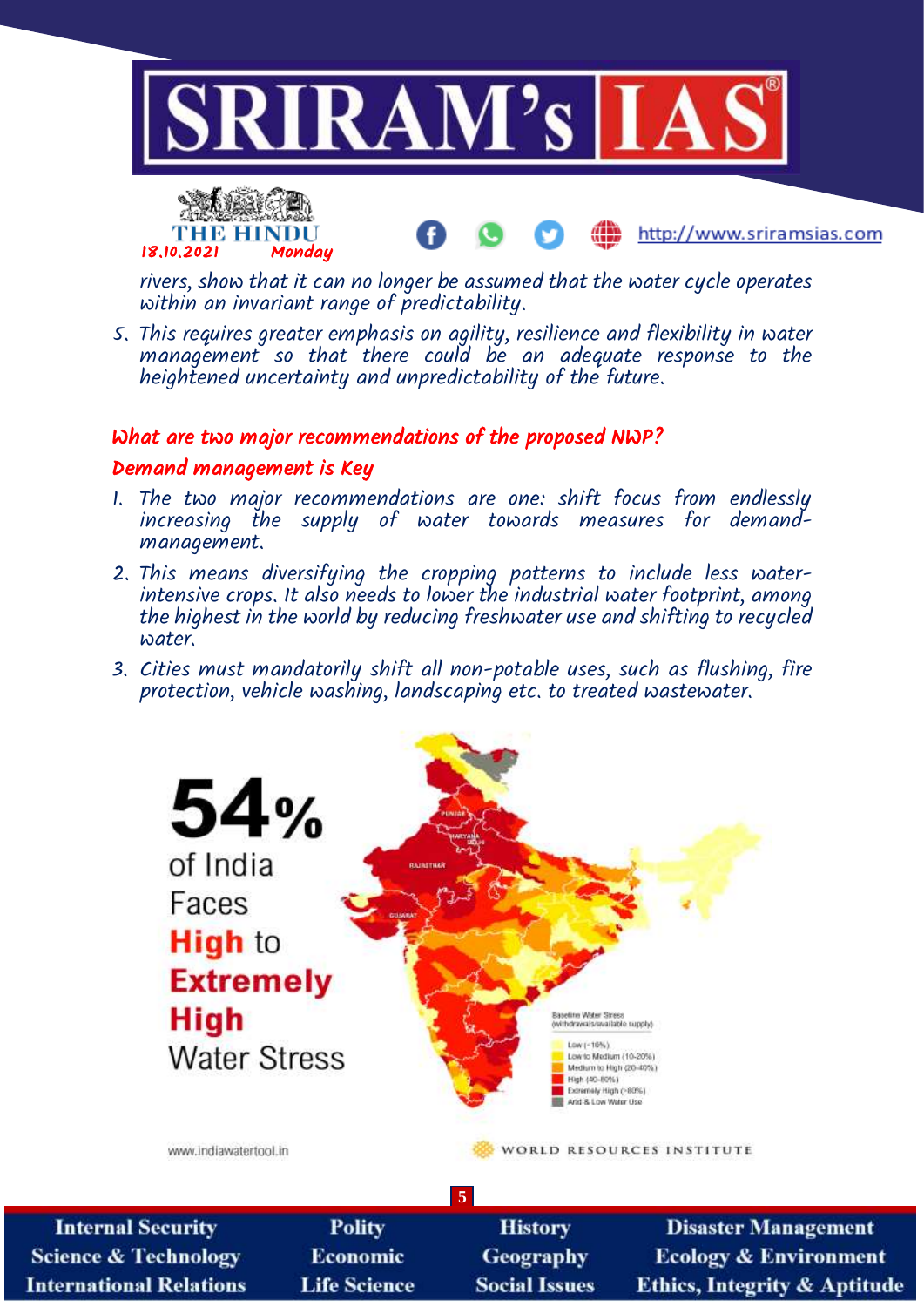rivers, show that it can no longer be assumed that the water cycle operates within an invariant range of predictability.

5. This requires greater emphasis on agility, resilience and flexibility in water management so that there could be an adequate response to the heightened uncertainty and unpredictability of the future.

## What are two major recommendations of the proposed NWP?

### Demand management is Key

1. The two major recommendations are one: shift focus from endlessly increasing the supply of water towards measures for demand-management.
2. This means diversifying the cropping patterns to include less water-intensive crops. It also needs to lower the industrial water footprint, among the highest in the world by reducing freshwater use and shifting to recycled water.
3. Cities must mandatorily shift all non-potable uses, such as flushing, fire protection, vehicle washing, landscaping etc. to treated wastewater.

**54%** of India Faces **High** to **Extremely High** Water Stress

Baseline Water Stress (withdrawals/available supply)

- Low (<10%)
- Low to Medium (10-20%)
- Medium to High (20-40%)
- High (40-80%)
- Extremely High (>80%)
- Arid & Low Water Use

www.indiawatertool.in

WORLD RESOURCES INSTITUTE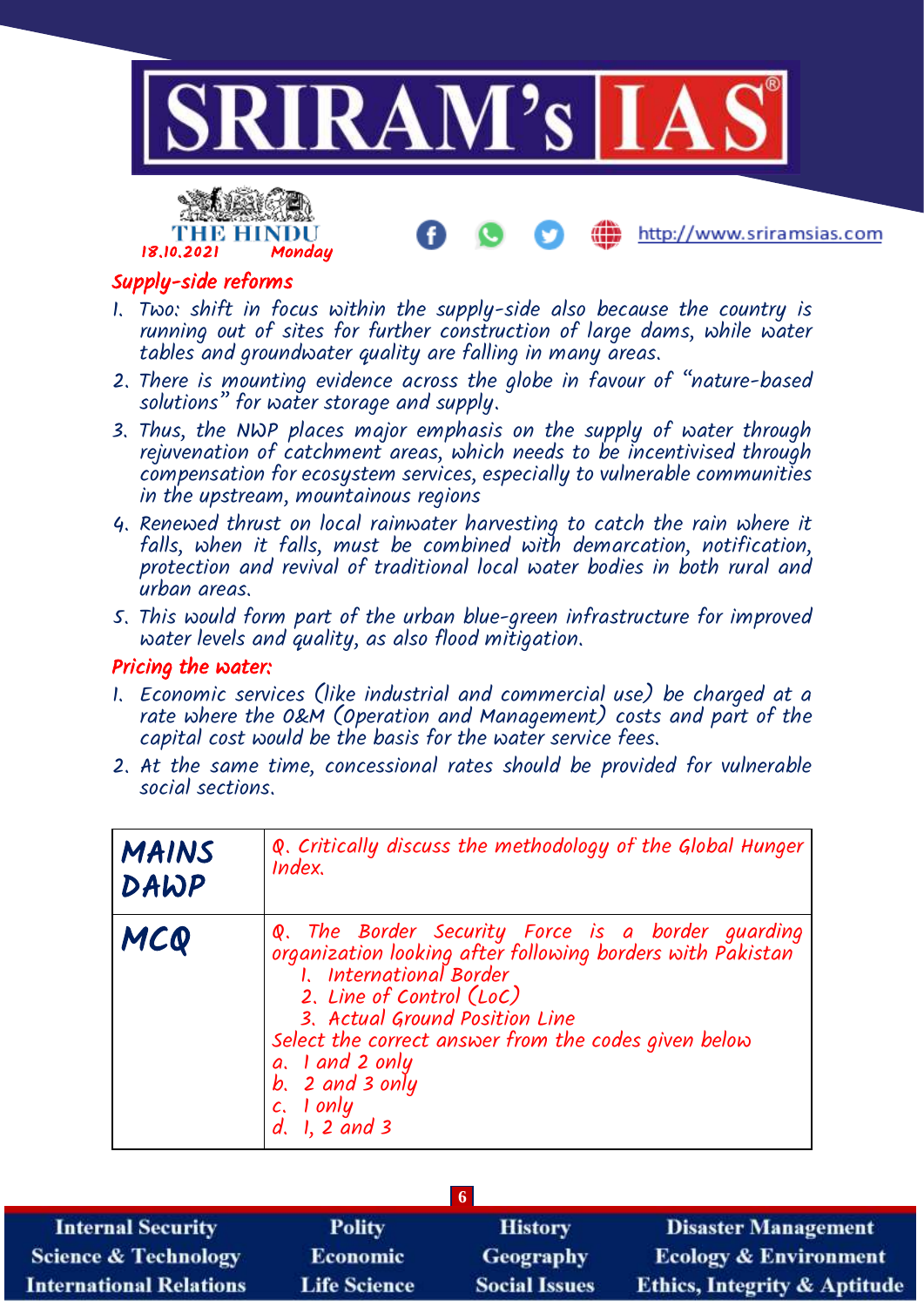## Supply-side reforms

1. Two: shift in focus within the supply-side also because the country is running out of sites for further construction of large dams, while water tables and groundwater quality are falling in many areas.
2. There is mounting evidence across the globe in favour of "nature-based solutions" for water storage and supply.
3. Thus, the NWP places major emphasis on the supply of water through rejuvenation of catchment areas, which needs to be incentivised through compensation for ecosystem services, especially to vulnerable communities in the upstream, mountainous regions
4. Renewed thrust on local rainwater harvesting to catch the rain where it falls, when it falls, must be combined with demarcation, notification, protection and revival of traditional local water bodies in both rural and urban areas.
5. This would form part of the urban blue-green infrastructure for improved water levels and quality, as also flood mitigation.

## Pricing the water:

1. Economic services (like industrial and commercial use) be charged at a rate where the O&M (Operation and Management) costs and part of the capital cost would be the basis for the water service fees.
2. At the same time, concessional rates should be provided for vulnerable social sections.

| | |
|---|---|
| **MAINS DAWP** | Q. Critically discuss the methodology of the Global Hunger Index. |
| **MCQ** | Q. The Border Security Force is a border guarding organization looking after following borders with Pakistan<br>1. International Border<br>2. Line of Control (LoC)<br>3. Actual Ground Position Line<br>Select the correct answer from the codes given below<br>a. 1 and 2 only<br>b. 2 and 3 only<br>c. 1 only<br>d. 1, 2 and 3 |